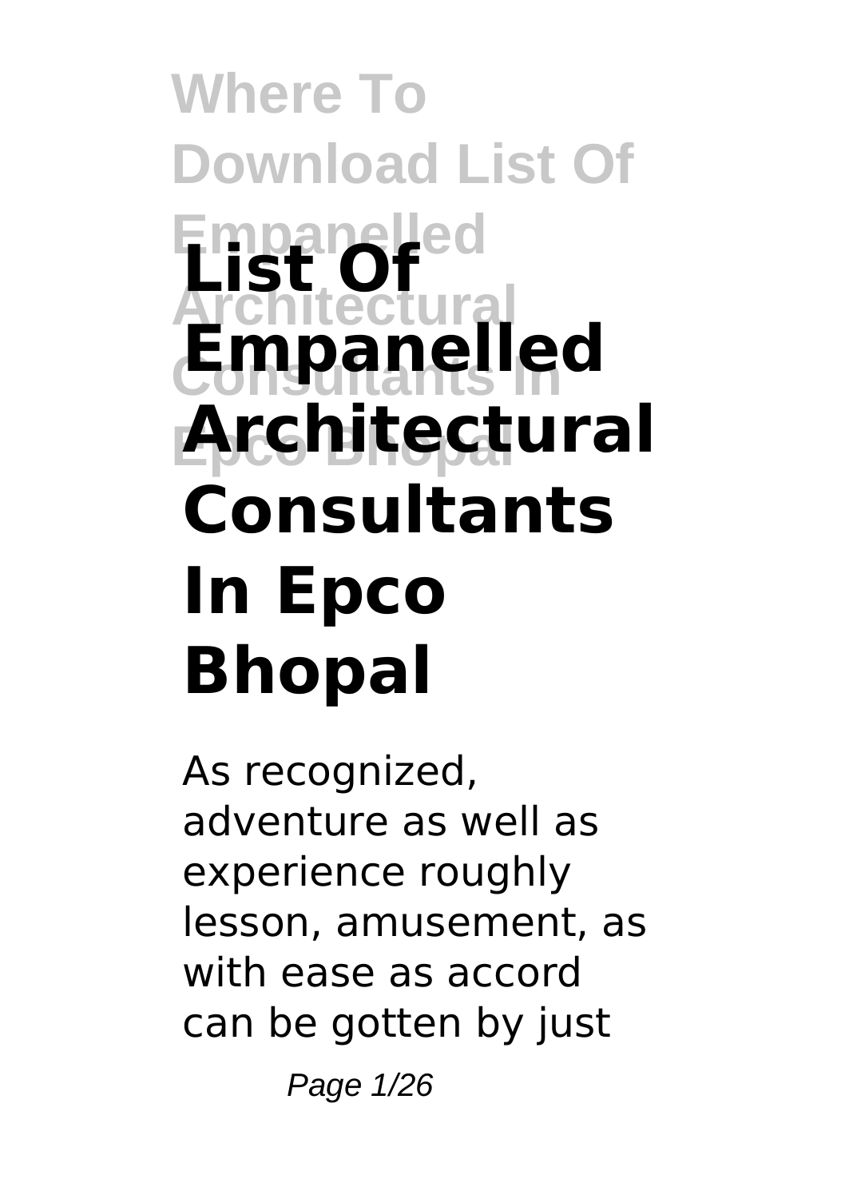# List Of Empanelled Architectural Consultants In Epco Bhopal

As recognized, adventure as well as experience roughly lesson, amusement, as with ease as accord can be gotten by just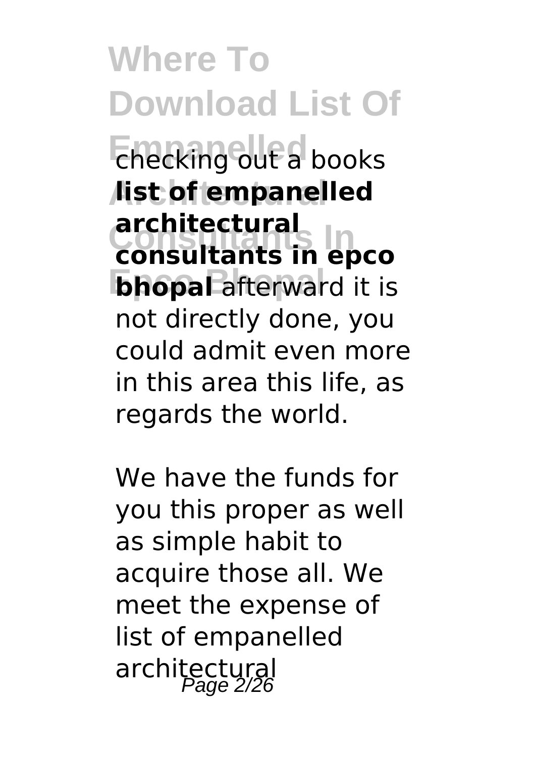checking out a books **list of empanelled architectural consultants in epco bhopal** afterward it is not directly done, you could admit even more in this area this life, as regards the world.

We have the funds for you this proper as well as simple habit to acquire those all. We meet the expense of list of empanelled architectural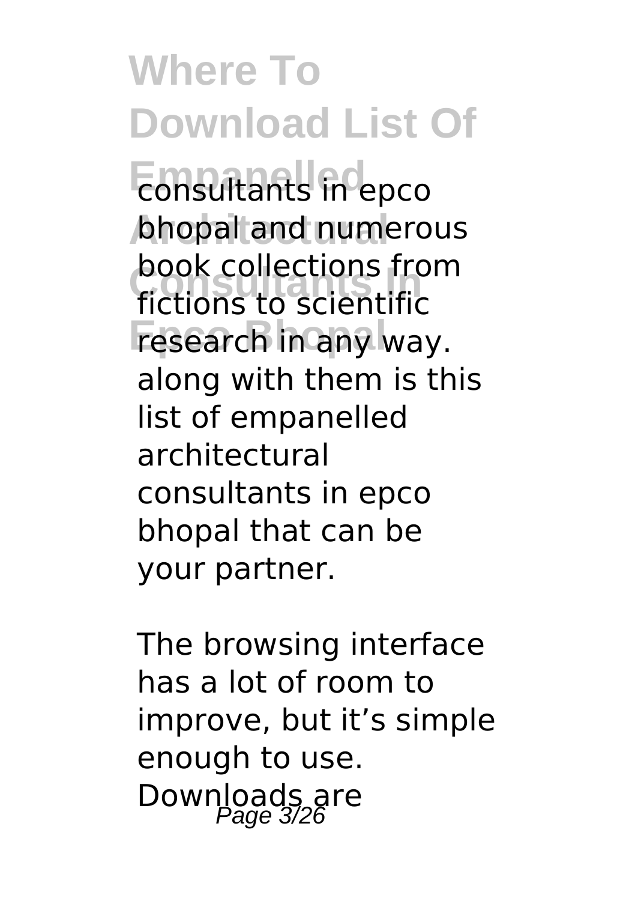consultants in epco bhopal and numerous book collections from fictions to scientific research in any way. along with them is this list of empanelled architectural consultants in epco bhopal that can be your partner.

The browsing interface has a lot of room to improve, but it’s simple enough to use. Downloads are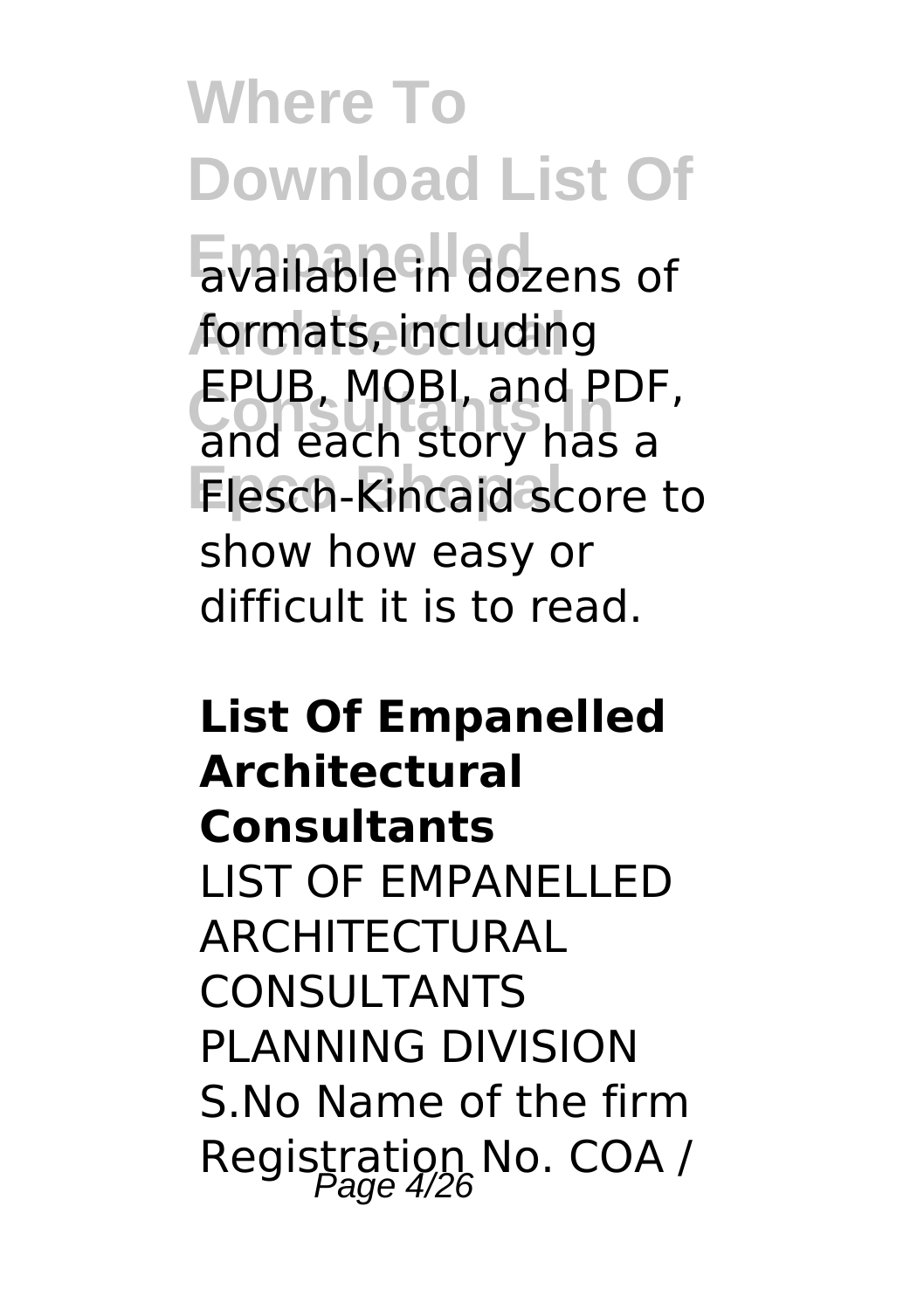available in dozens of formats, including EPUB, MOBI, and PDF, and each story has a Flesch-Kincaid score to show how easy or difficult it is to read.

**List Of Empanelled Architectural Consultants**

LIST OF EMPANELLED ARCHITECTURAL CONSULTANTS PLANNING DIVISION S.No Name of the firm Registration No. COA /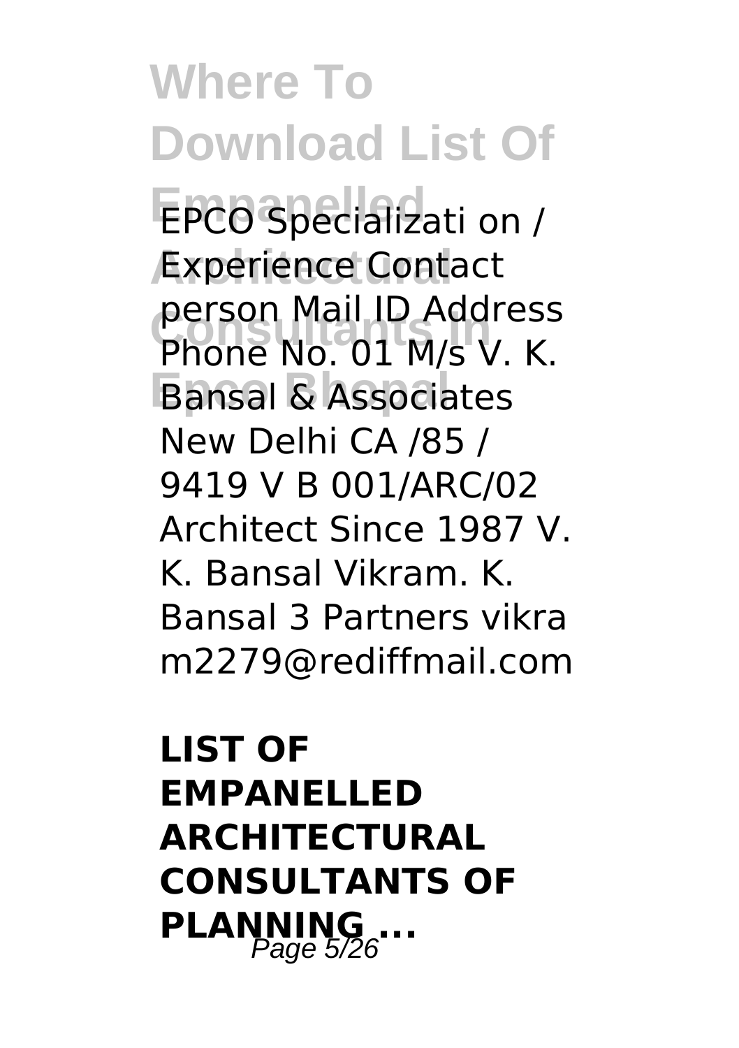EPCO Specializati on / Experience Contact person Mail ID Address Phone No. 01 M/s V. K. Bansal & Associates New Delhi CA /85 / 9419 V B 001/ARC/02 Architect Since 1987 V. K. Bansal Vikram. K. Bansal 3 Partners vikra m2279@rediffmail.com

## LIST OF EMPANELLED ARCHITECTURAL CONSULTANTS OF PLANNING ...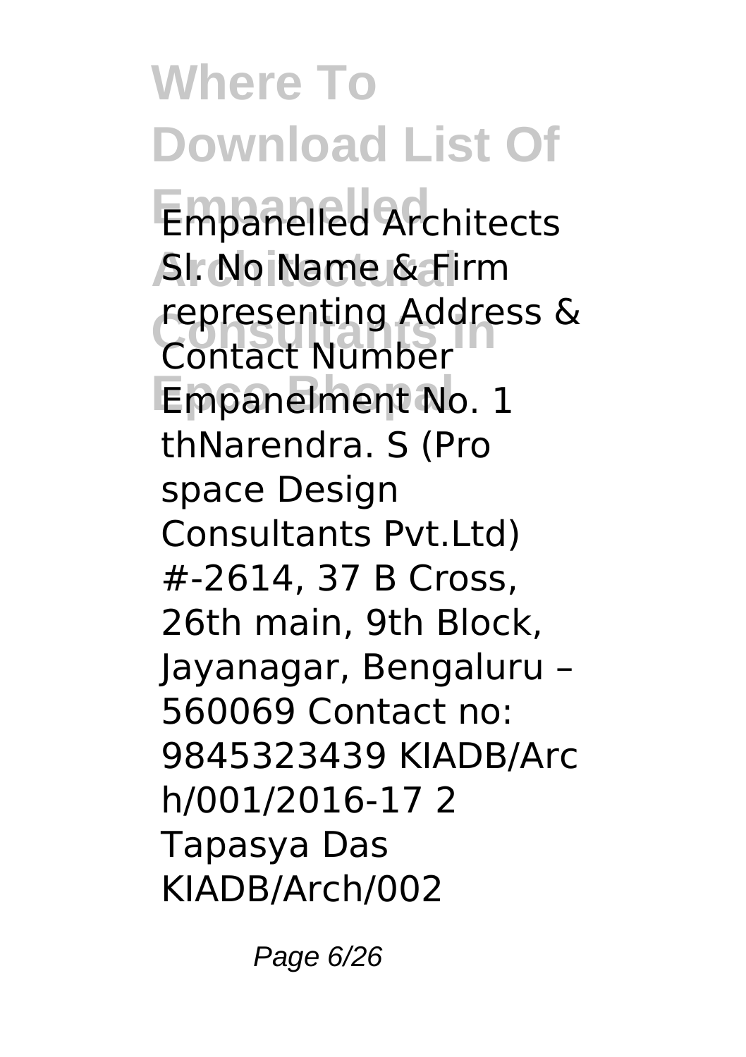# Where To Download List Of Empanelled Architectural Consultants In Epco Bhopal

Empanelled Architects Sl. No Name & Firm representing Address & Contact Number Empanelment No. 1 thNarendra. S (Pro space Design Consultants Pvt.Ltd) #-2614, 37 B Cross, 26th main, 9th Block, Jayanagar, Bengaluru – 560069 Contact no: 9845323439 KIADB/Arch/001/2016-17 2 Tapasya Das KIADB/Arch/002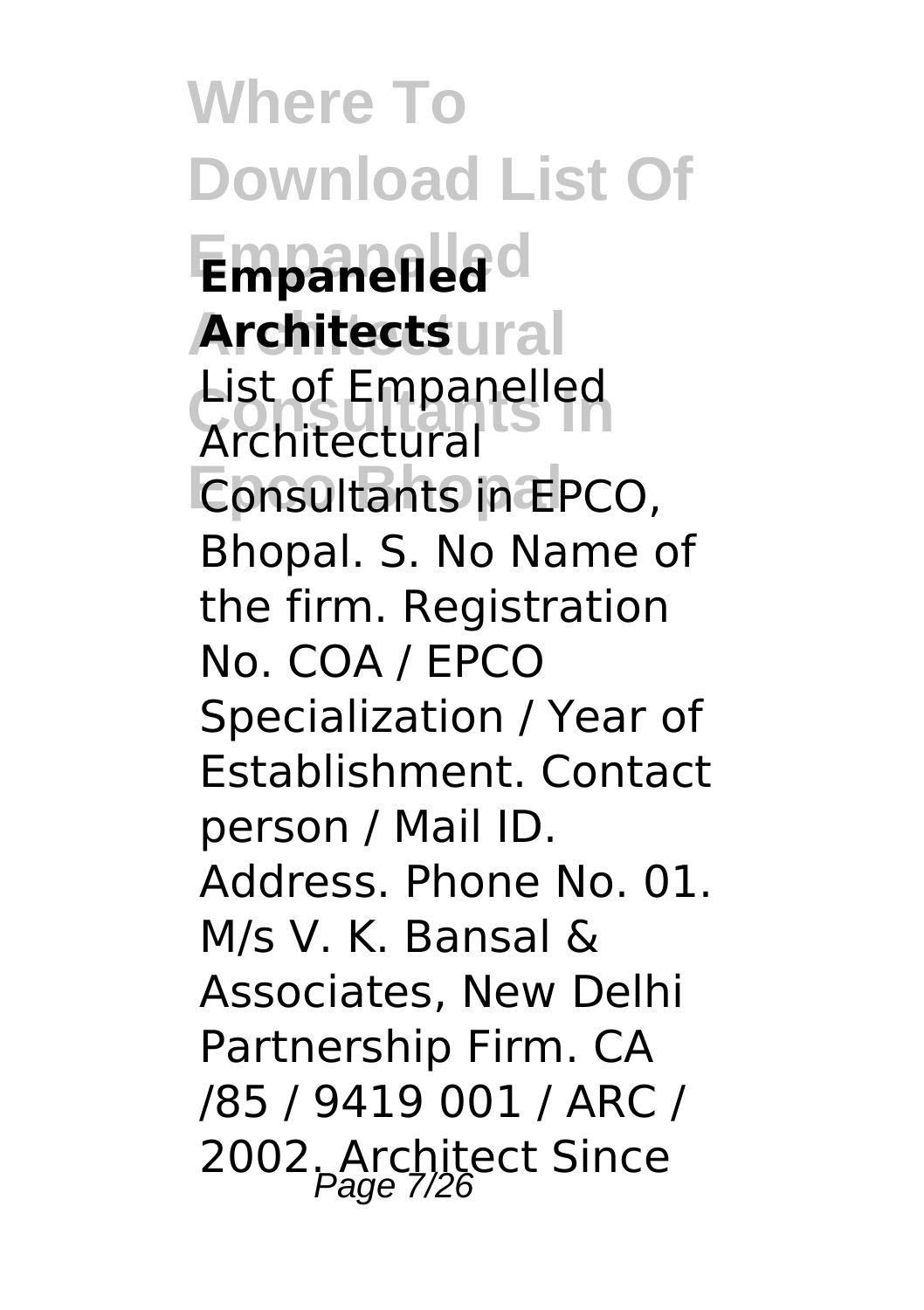# Where To Download List Of Empanelled Architects

List of Empanelled Architectural Consultants in EPCO, Bhopal. S. No Name of the firm. Registration No. COA / EPCO Specialization / Year of Establishment. Contact person / Mail ID. Address. Phone No. 01. M/s V. K. Bansal & Associates, New Delhi Partnership Firm. CA /85 / 9419 001 / ARC / 2002. Architect Since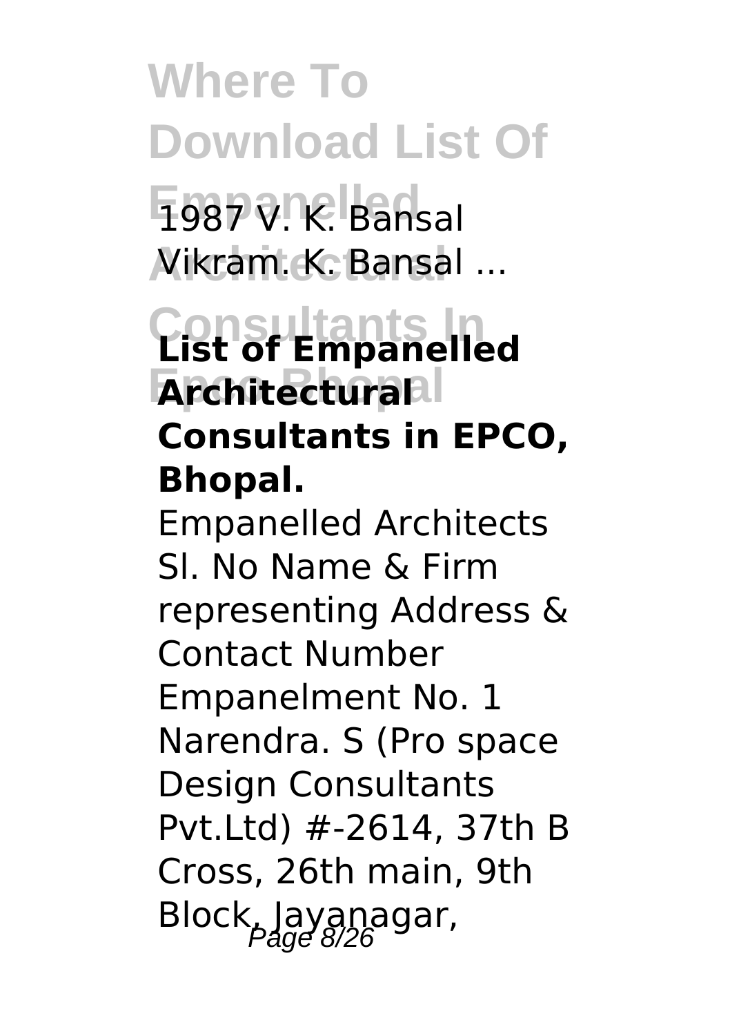1987 V. K. Bansal Vikram. K. Bansal ...

**List of Empanelled Architectural Consultants in EPCO, Bhopal.**

Empanelled Architects Sl. No Name & Firm representing Address & Contact Number Empanelment No. 1 Narendra. S (Pro space Design Consultants Pvt.Ltd) #-2614, 37th B Cross, 26th main, 9th Block, Jayanagar,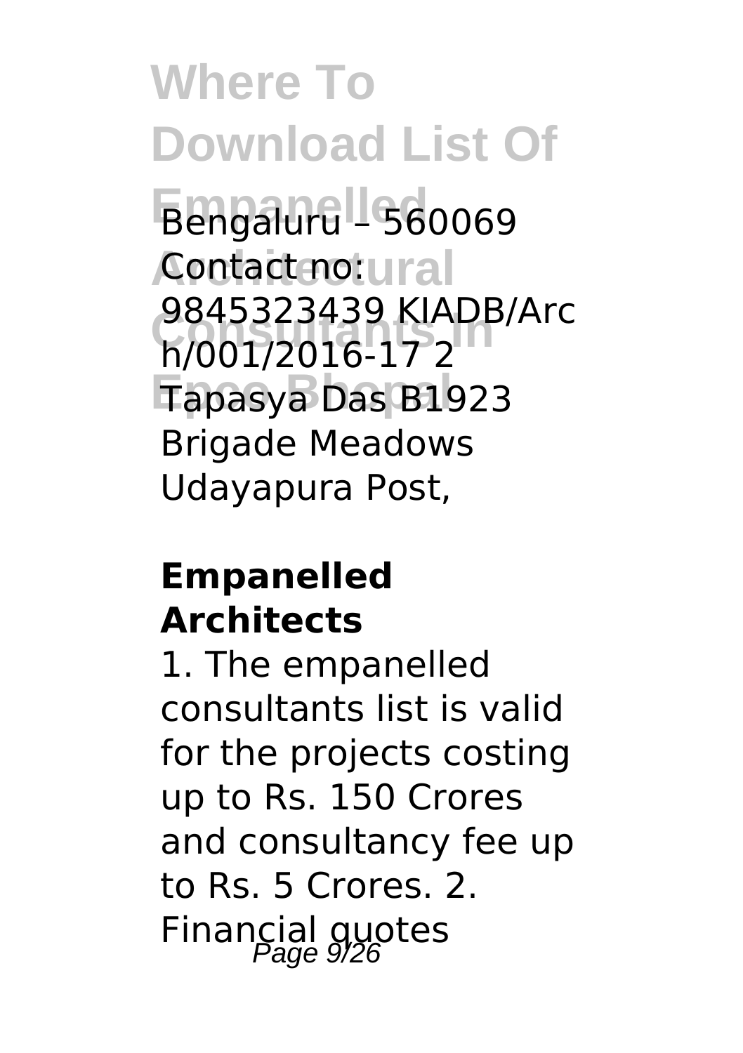Bengaluru – 560069 Contact no: 9845323439 KIADB/Arch/001/2016-17 2 Tapasya Das B1923 Brigade Meadows Udayapura Post,

**Empanelled Architects**

1. The empanelled consultants list is valid for the projects costing up to Rs. 150 Crores and consultancy fee up to Rs. 5 Crores. 2. Financial quotes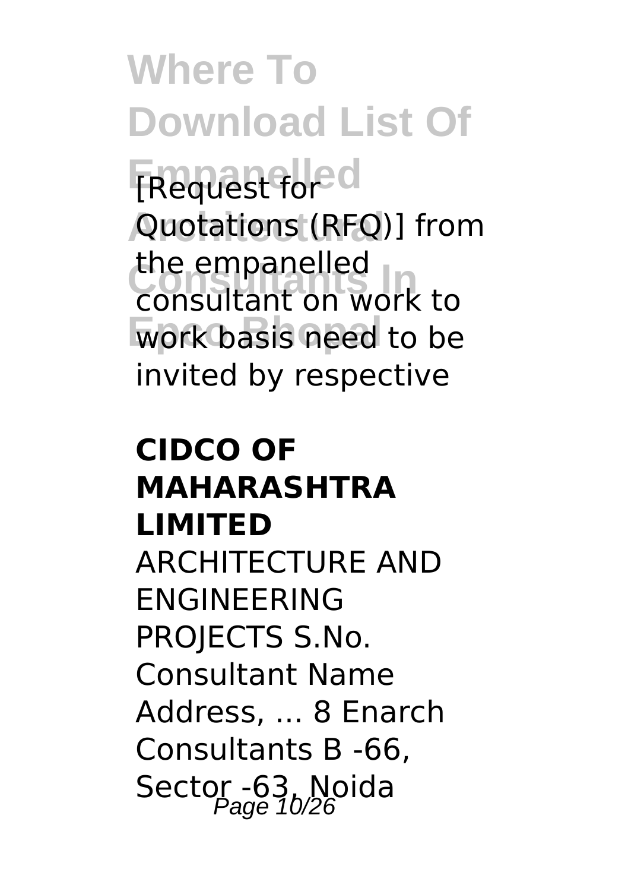[Request for Quotations (RFQ)] from the empanelled consultant on work to work basis need to be invited by respective

**CIDCO OF MAHARASHTRA LIMITED**

ARCHITECTURE AND ENGINEERING PROJECTS S.No. Consultant Name Address, ... 8 Enarch Consultants B -66, Sector -63, Noida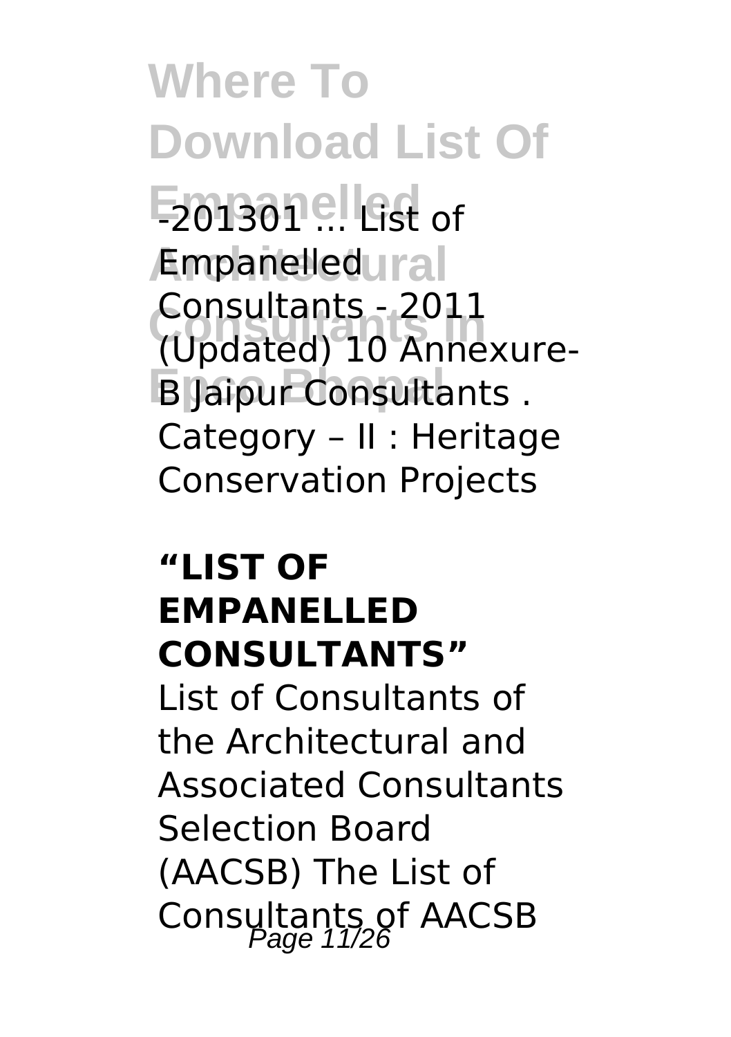-201301 ... List of Empanelled Consultants - 2011 (Updated) 10 Annexure-B Jaipur Consultants . Category – II : Heritage Conservation Projects

**"LIST OF EMPANELLED CONSULTANTS"**

List of Consultants of the Architectural and Associated Consultants Selection Board (AACSB) The List of Consultants of AACSB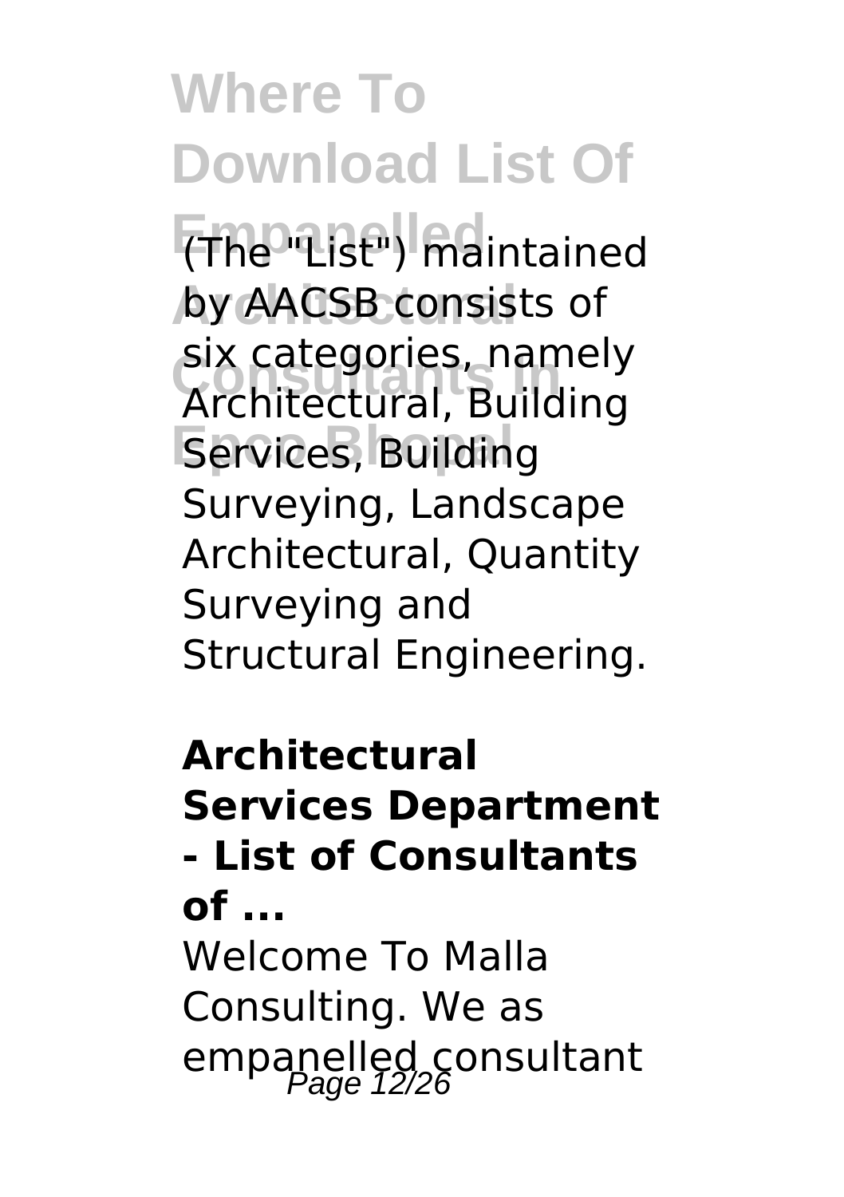(The "List") maintained by AACSB consists of six categories, namely Architectural, Building Services, Building Surveying, Landscape Architectural, Quantity Surveying and Structural Engineering.

**Architectural Services Department - List of Consultants of ...**

Welcome To Malla Consulting. We as empanelled consultant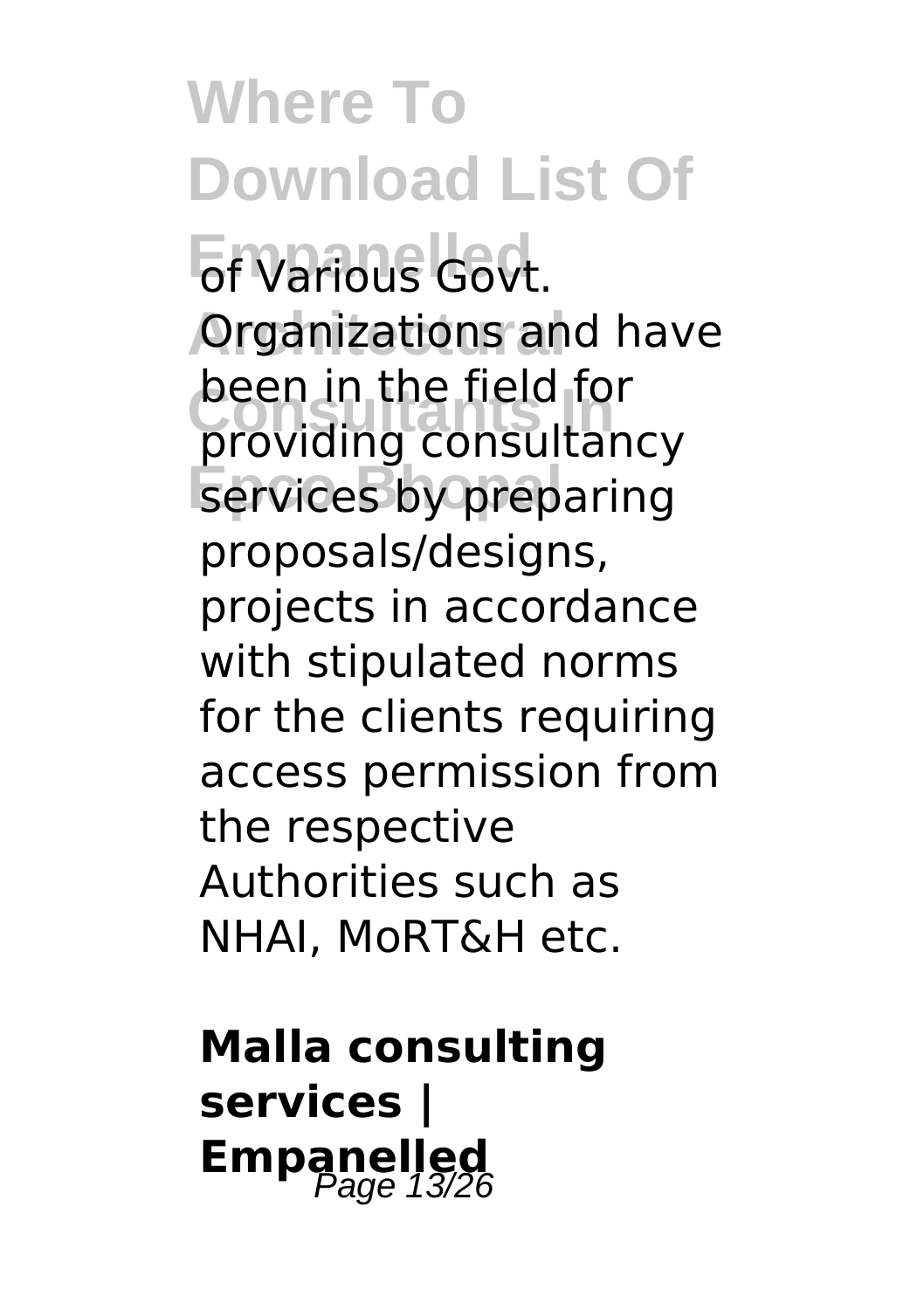of Various Govt. Organizations and have been in the field for providing consultancy services by preparing proposals/designs, projects in accordance with stipulated norms for the clients requiring access permission from the respective Authorities such as NHAI, MoRT&H etc.

**Malla consulting services | Empanelled**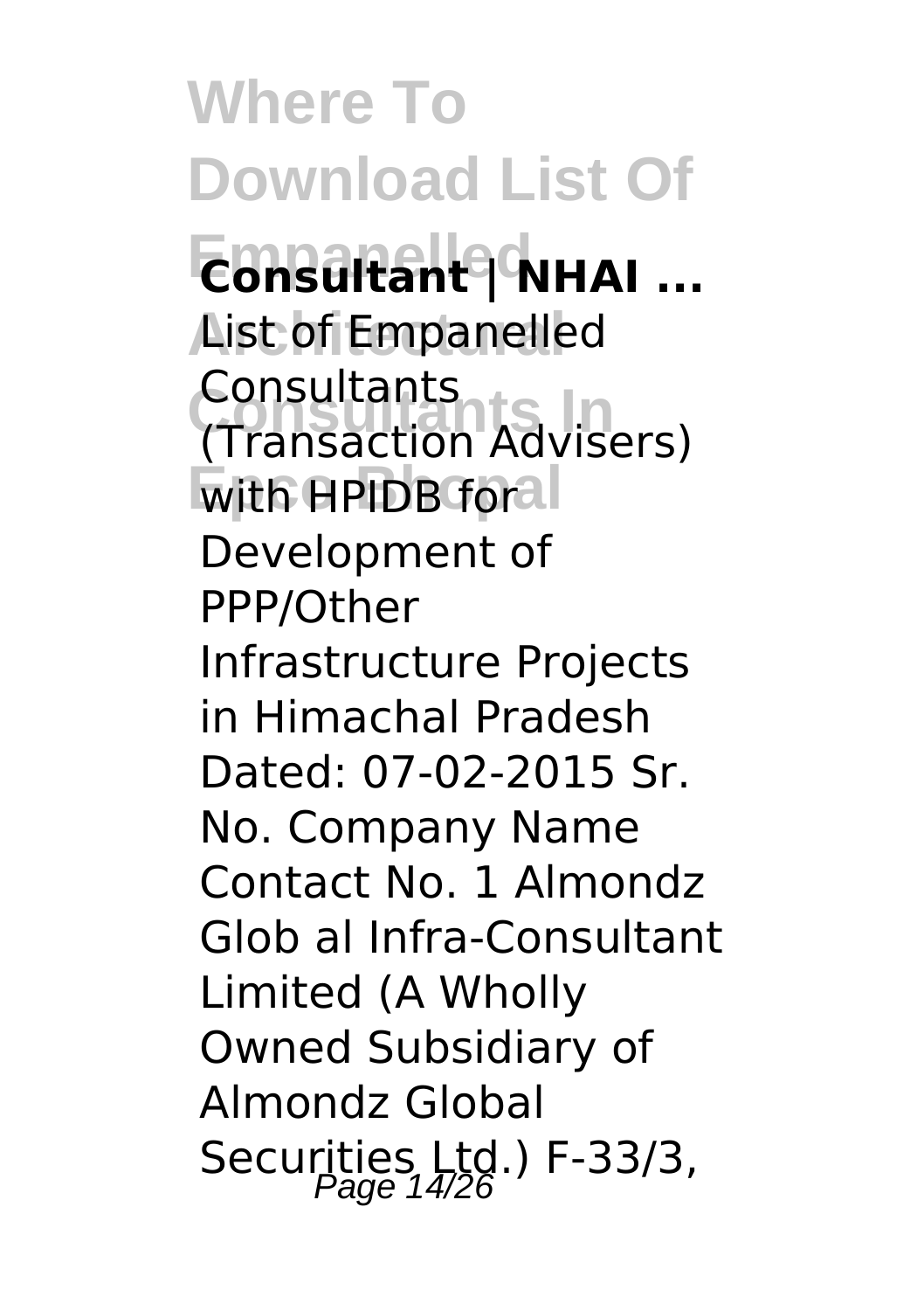**Consultant | NHAI ...**

List of Empanelled Consultants (Transaction Advisers) with HPIDB for Development of PPP/Other Infrastructure Projects in Himachal Pradesh Dated: 07-02-2015 Sr. No. Company Name Contact No. 1 Almondz Glob al Infra-Consultant Limited (A Wholly Owned Subsidiary of Almondz Global Securities Ltd.) F-33/3,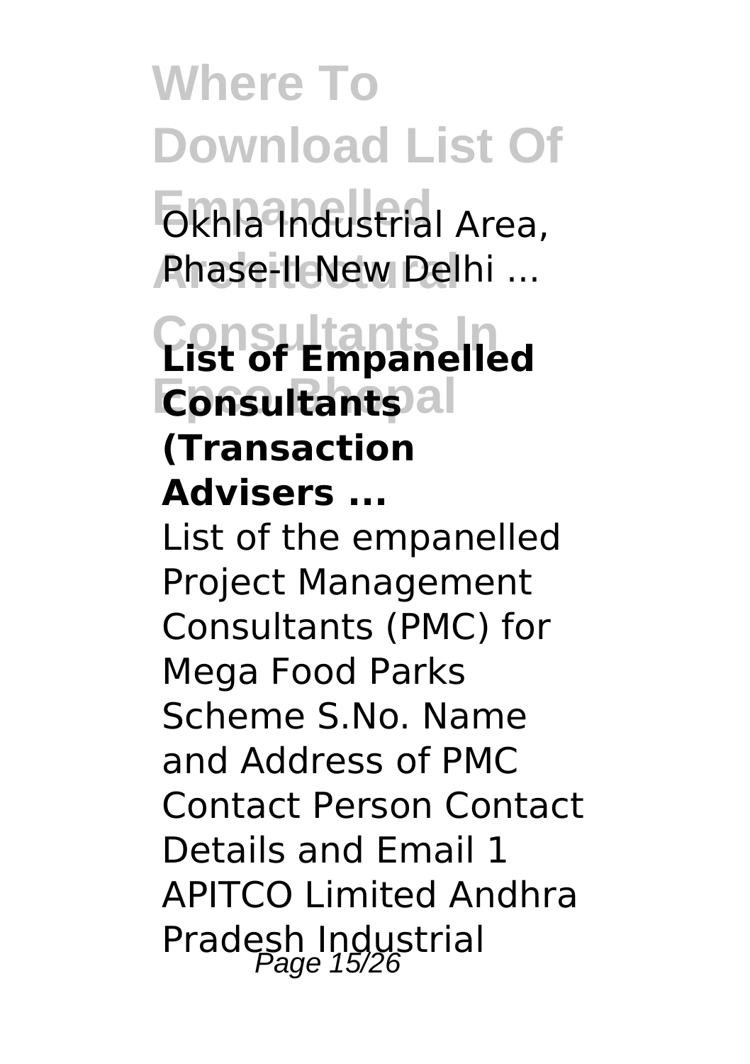Okhla Industrial Area, Phase-II New Delhi ...

## List of Empanelled Consultants (Transaction Advisers ...

List of the empanelled Project Management Consultants (PMC) for Mega Food Parks Scheme S.No. Name and Address of PMC Contact Person Contact Details and Email 1 APITCO Limited Andhra Pradesh Industrial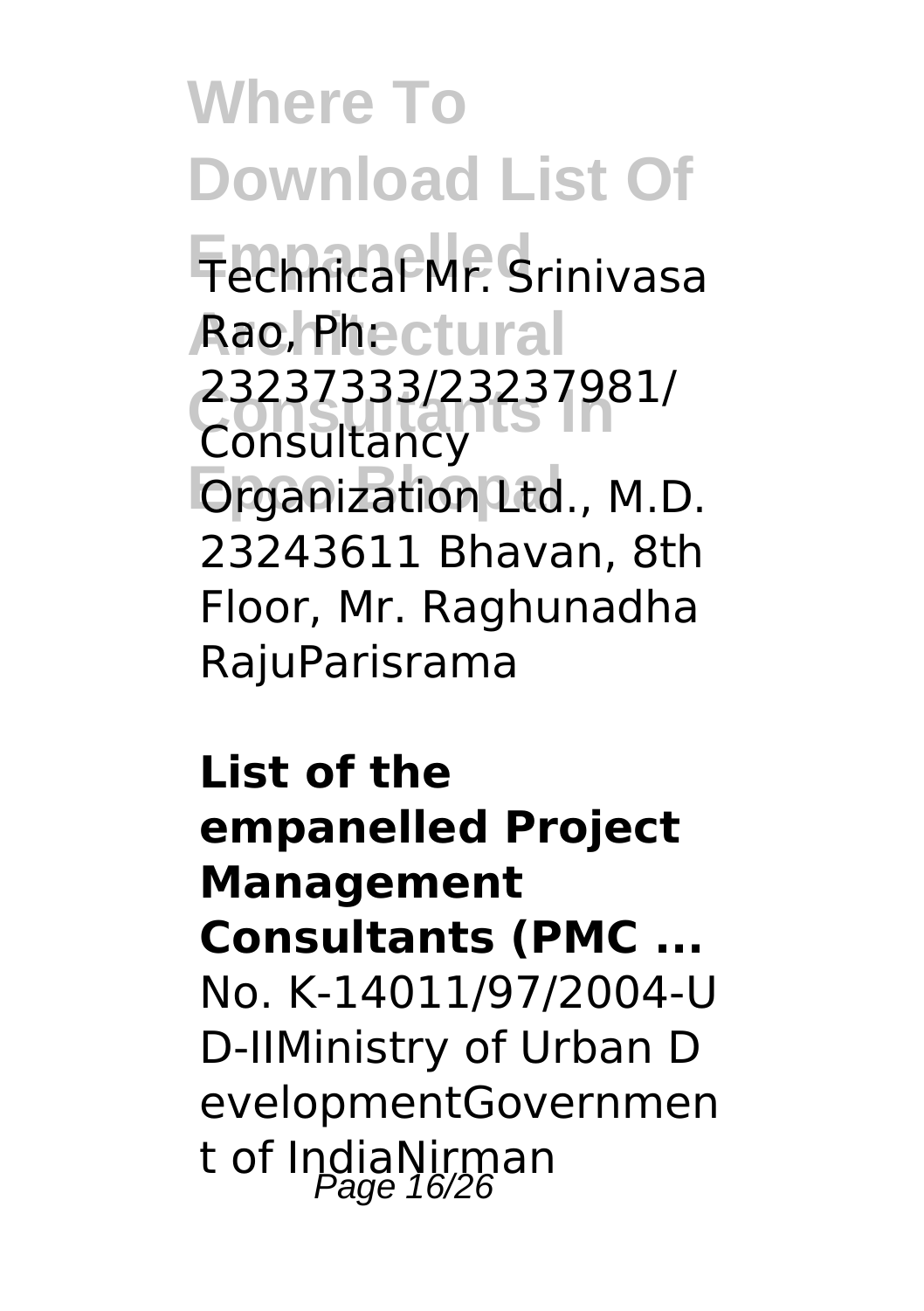Technical Mr. Srinivasa Rao, Ph: 23237333/23237981/ Consultancy Organization Ltd., M.D. 23243611 Bhavan, 8th Floor, Mr. Raghunadha RajuParisrama

**List of the empanelled Project Management Consultants (PMC ...**

No. K-14011/97/2004-U D-IIMinistry of Urban D evelopmentGovernmen t of IndiaNirman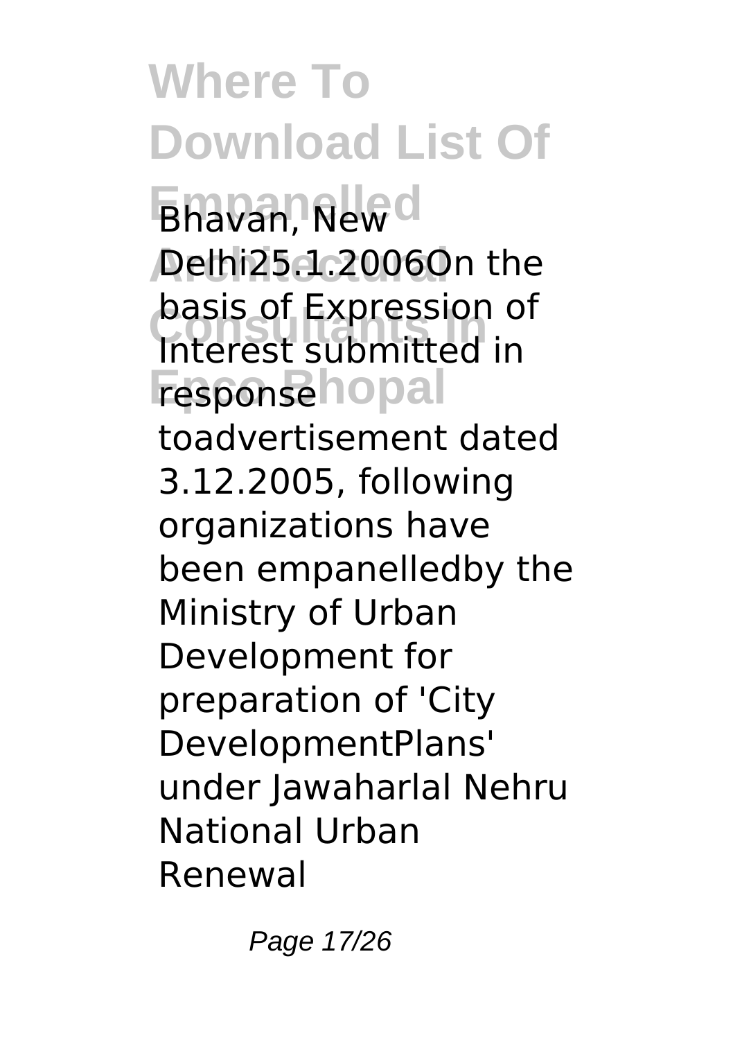Bhavan, New Delhi25.1.2006On the basis of Expression of Interest submitted in response toadvertisement dated 3.12.2005, following organizations have been empanelledby the Ministry of Urban Development for preparation of 'City DevelopmentPlans' under Jawaharlal Nehru National Urban Renewal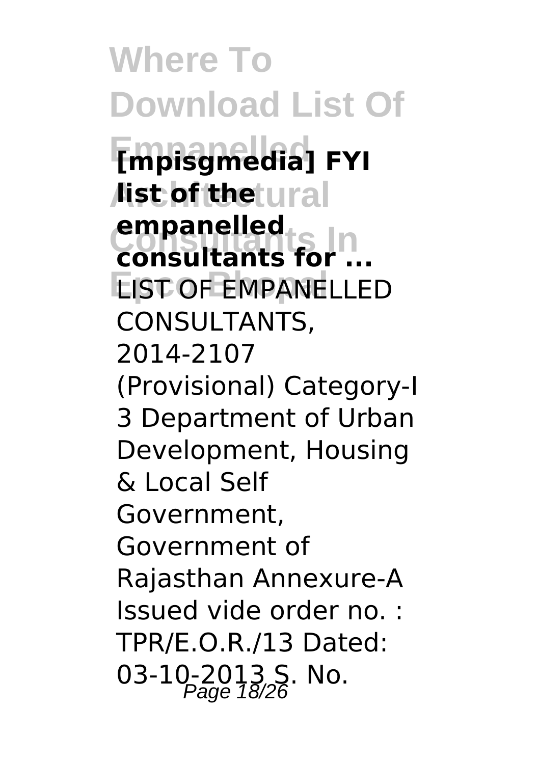**[mpisgmedia] FYI list of the empanelled consultants for ...**

LIST OF EMPANELLED CONSULTANTS, 2014-2107 (Provisional) Category-I 3 Department of Urban Development, Housing & Local Self Government, Government of Rajasthan Annexure-A Issued vide order no. : TPR/E.O.R./13 Dated: 03-10-2013 S. No.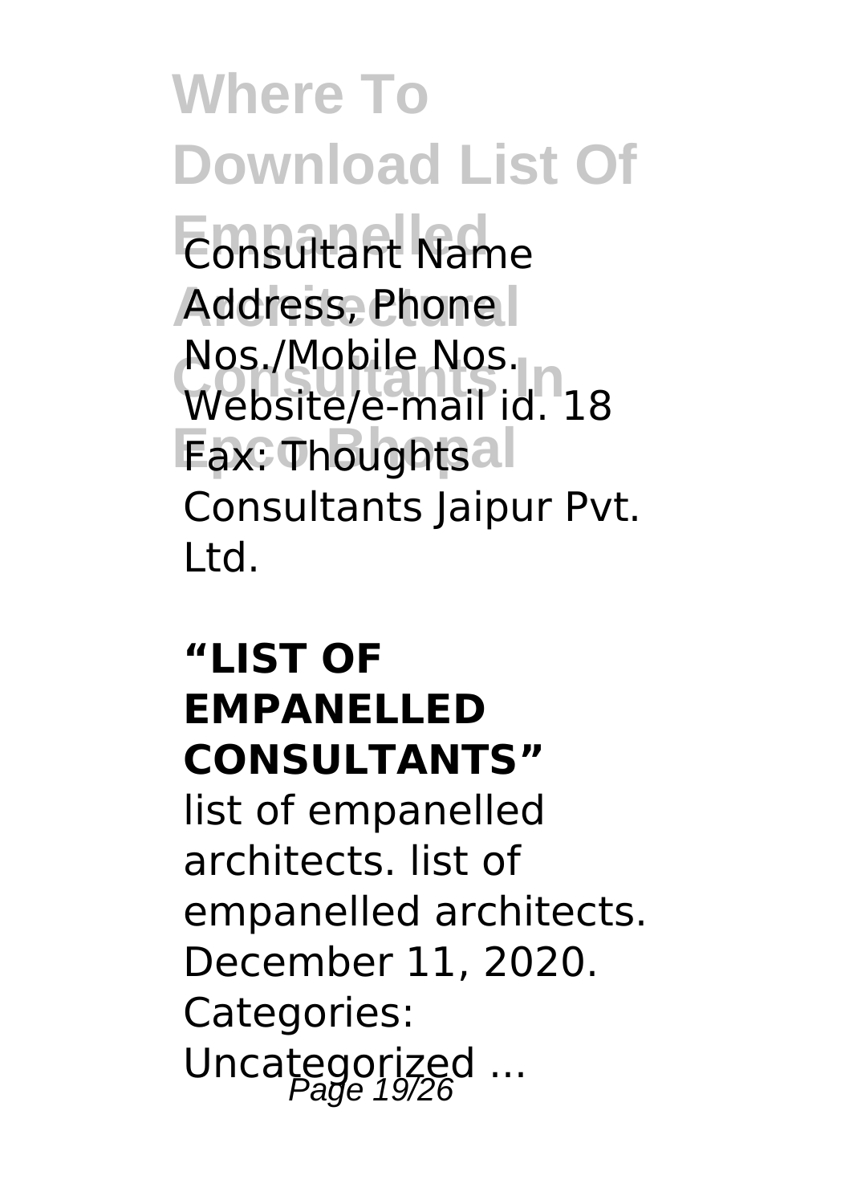Consultant Name Address, Phone Nos./Mobile Nos. Website/e-mail id. 18 Fax: Thoughts Consultants Jaipur Pvt. Ltd.

**"LIST OF EMPANELLED CONSULTANTS"**

list of empanelled architects. list of empanelled architects. December 11, 2020. Categories: Uncategorized ...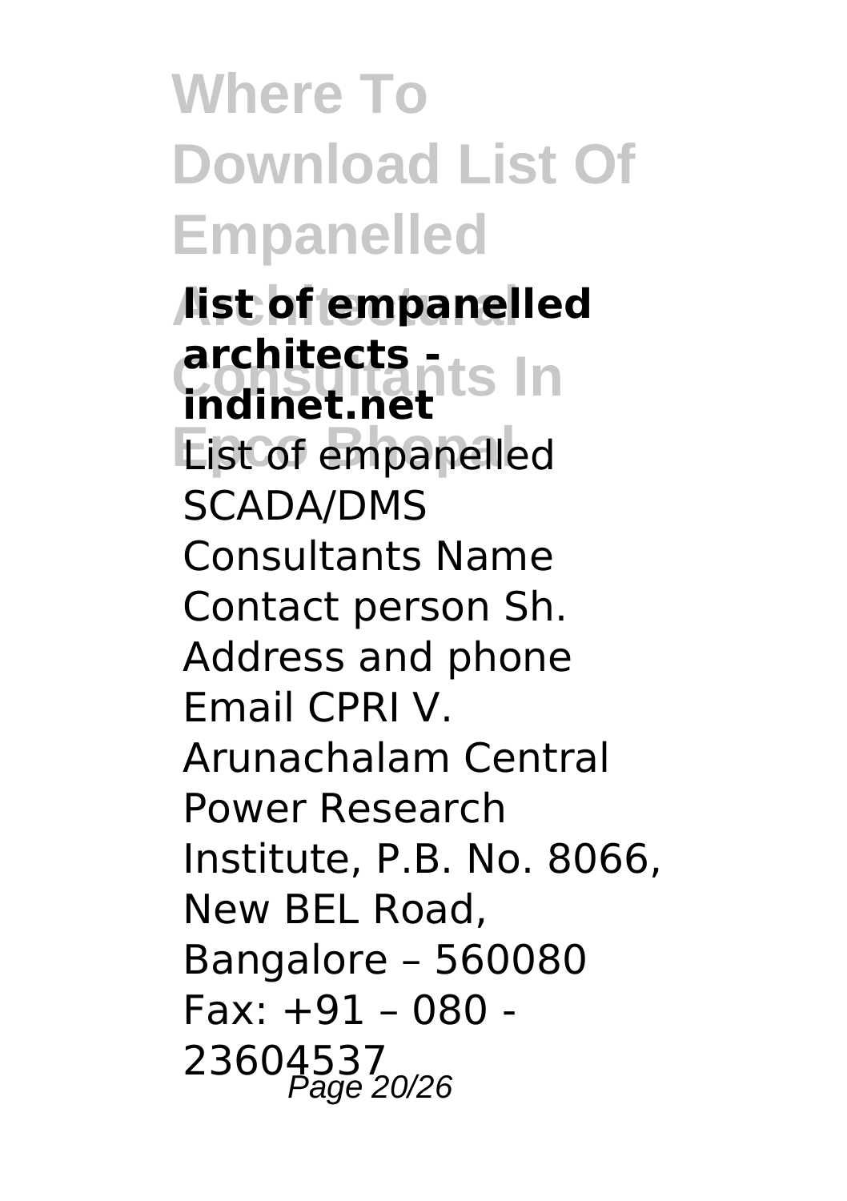**list of empanelled architects - indinet.net**

List of empanelled SCADA/DMS Consultants Name Contact person Sh. Address and phone Email CPRI V. Arunachalam Central Power Research Institute, P.B. No. 8066, New BEL Road, Bangalore – 560080 Fax: +91 – 080 - 23604537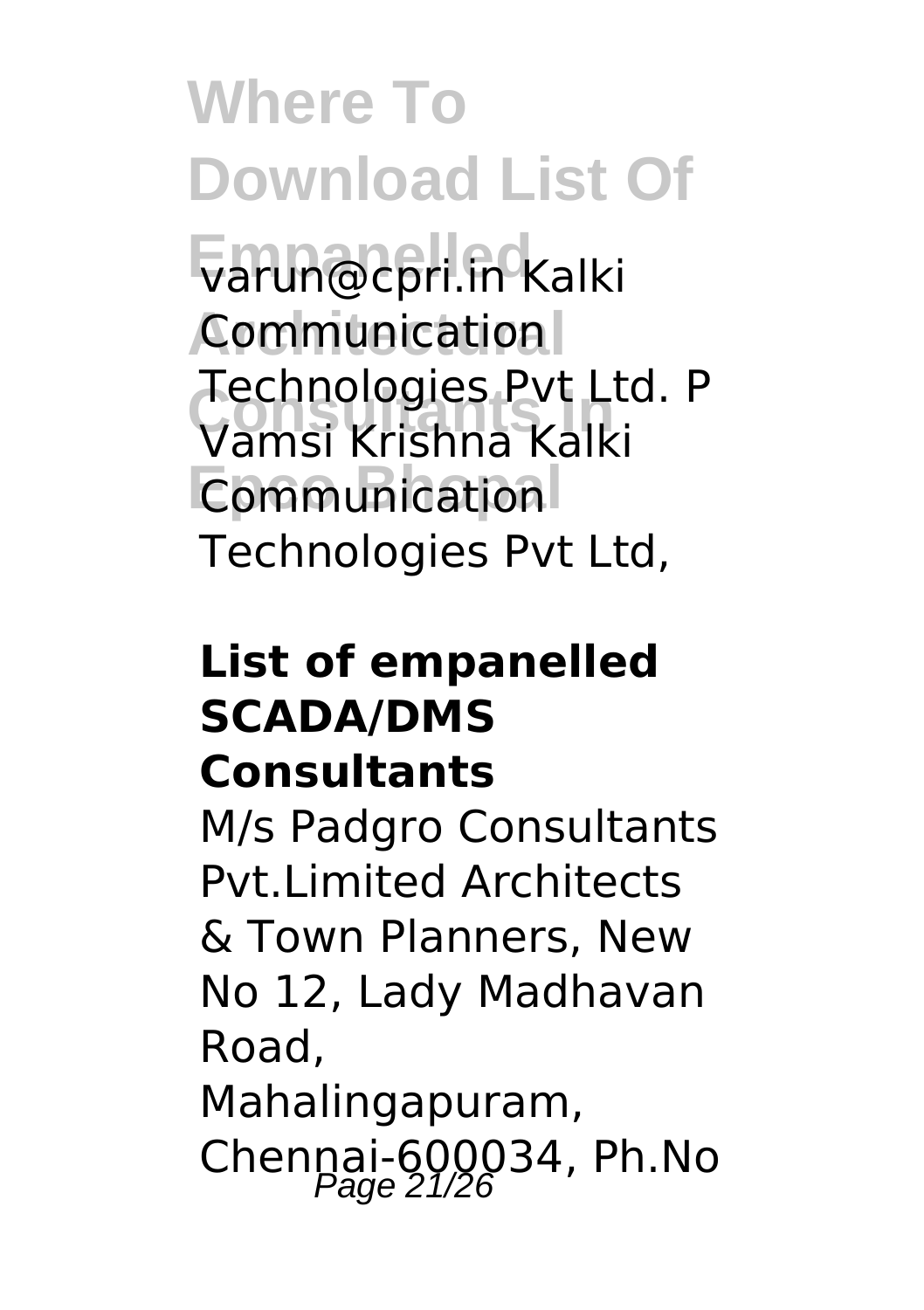varun@cpri.in Kalki Communication Technologies Pvt Ltd. P Vamsi Krishna Kalki Communication Technologies Pvt Ltd,

**List of empanelled SCADA/DMS Consultants**

M/s Padgro Consultants Pvt.Limited Architects & Town Planners, New No 12, Lady Madhavan Road, Mahalingapuram, Chennai-600034, Ph.No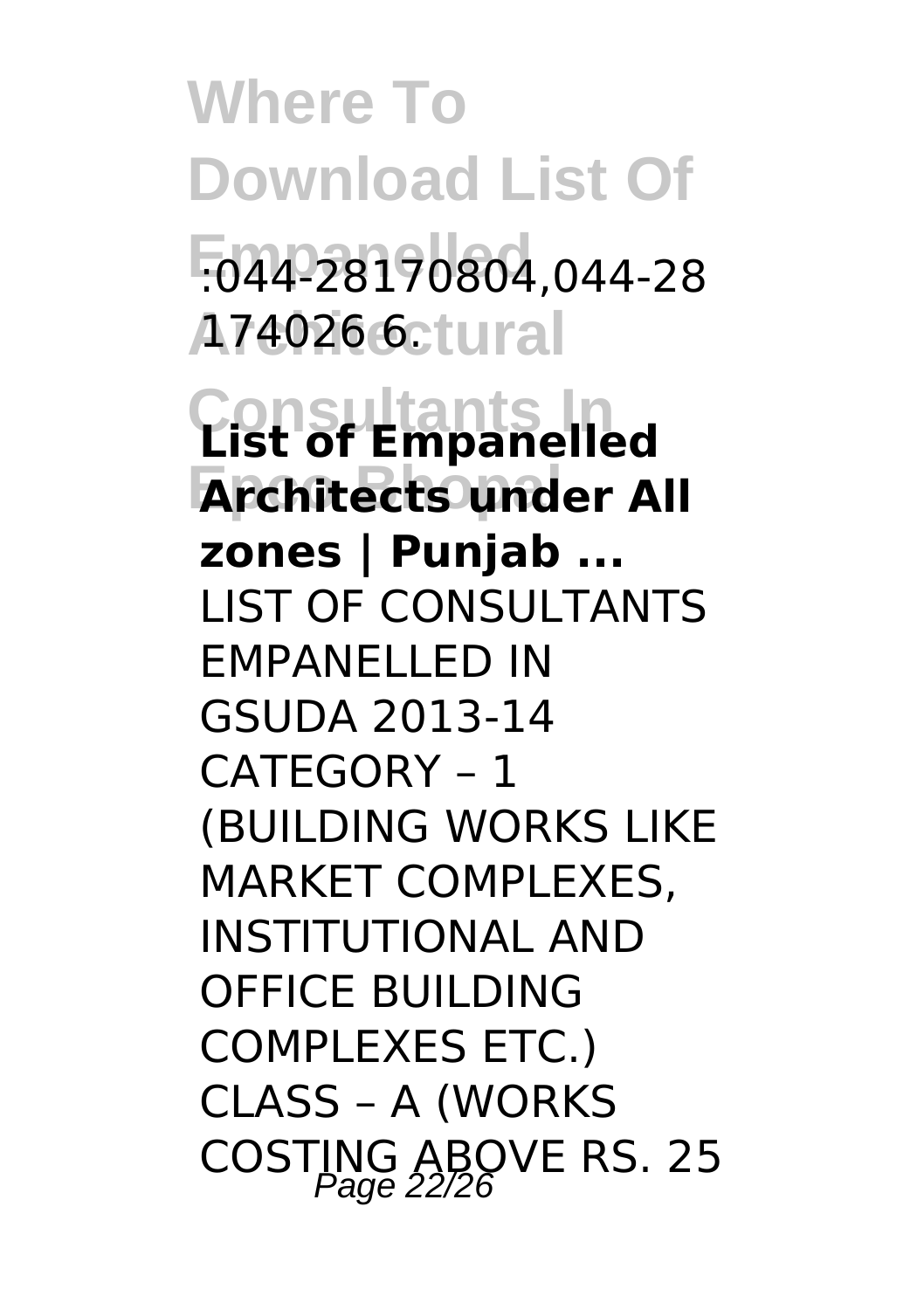:044-28170804,044-28 174026 6.

**List of Empanelled Architects under All zones | Punjab ...**

LIST OF CONSULTANTS EMPANELLED IN GSUDA 2013-14 CATEGORY – 1 (BUILDING WORKS LIKE MARKET COMPLEXES, INSTITUTIONAL AND OFFICE BUILDING COMPLEXES ETC.) CLASS – A (WORKS COSTING ABOVE RS. 25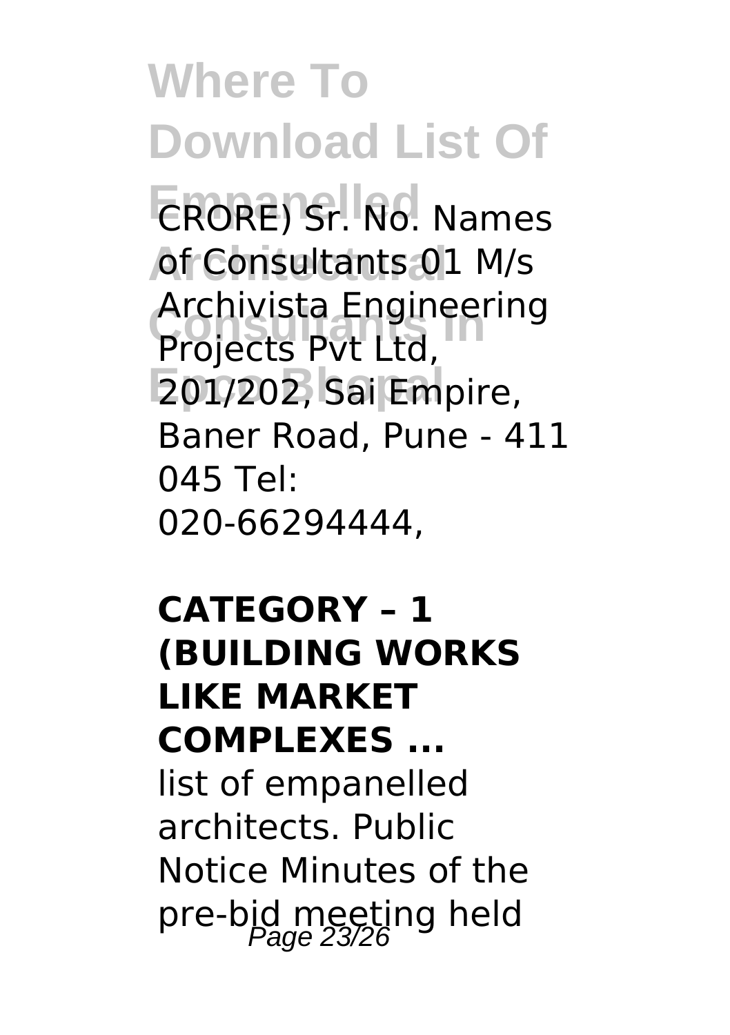CRORE) Sr. No. Names of Consultants 01 M/s Archivista Engineering Projects Pvt Ltd, 201/202, Sai Empire, Baner Road, Pune - 411 045 Tel: 020-66294444,

## CATEGORY – 1 (BUILDING WORKS LIKE MARKET COMPLEXES ...

list of empanelled architects. Public Notice Minutes of the pre-bid meeting held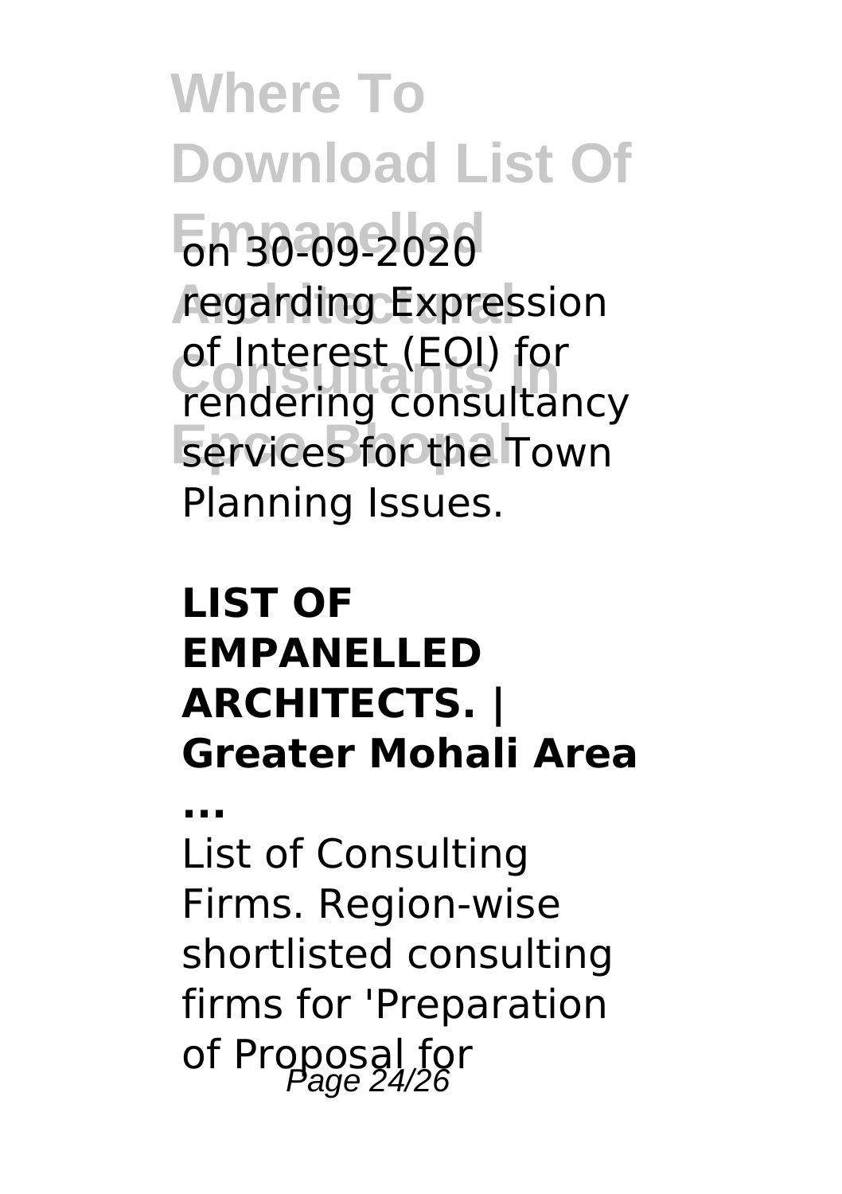on 30-09-2020 regarding Expression of Interest (EOI) for rendering consultancy services for the Town Planning Issues.

**LIST OF EMPANELLED ARCHITECTS. | Greater Mohali Area ...**

List of Consulting Firms. Region-wise shortlisted consulting firms for 'Preparation of Proposal for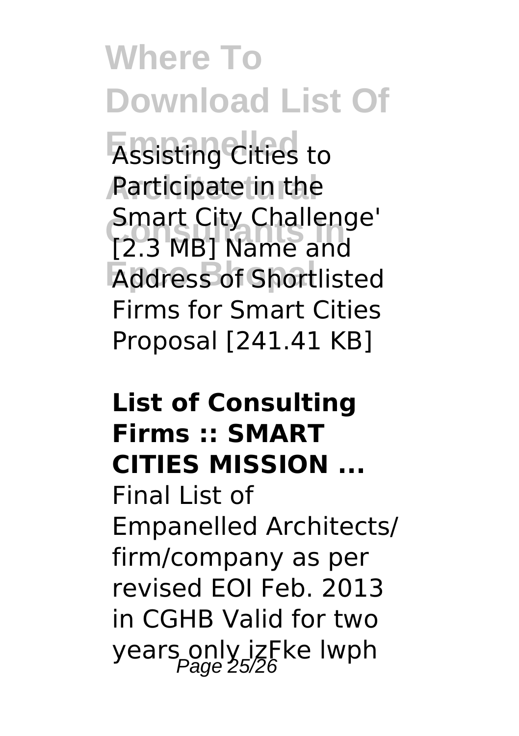Assisting Cities to Participate in the Smart City Challenge' [2.3 MB] Name and Address of Shortlisted Firms for Smart Cities Proposal [241.41 KB]

**List of Consulting Firms :: SMART CITIES MISSION ...**

Final List of Empanelled Architects/ firm/company as per revised EOI Feb. 2013 in CGHB Valid for two years only izFke lwph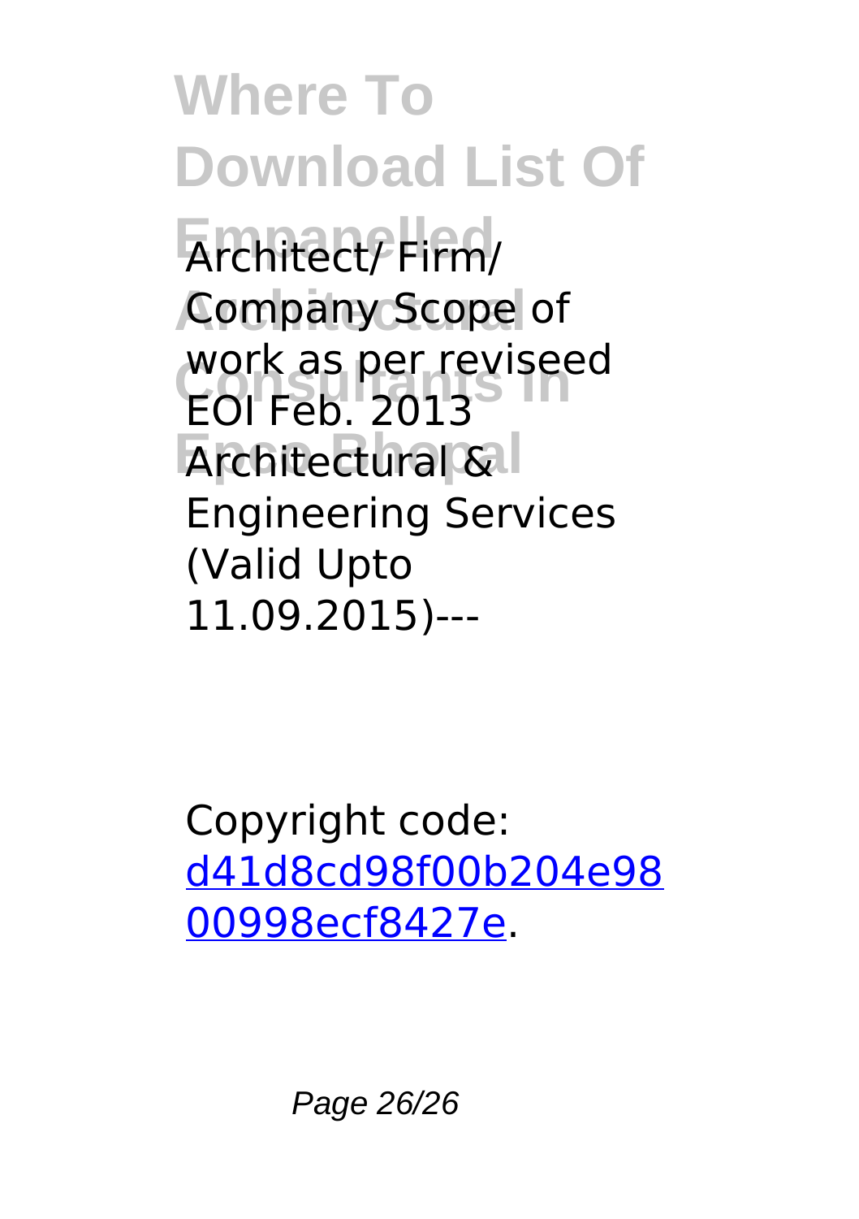Architect/ Firm/ Company Scope of work as per reviseed EOI Feb. 2013 Architectural & Engineering Services (Valid Upto 11.09.2015)---

Copyright code: [d41d8cd98f00b204e9800998ecf8427e](d41d8cd98f00b204e9800998ecf8427e).